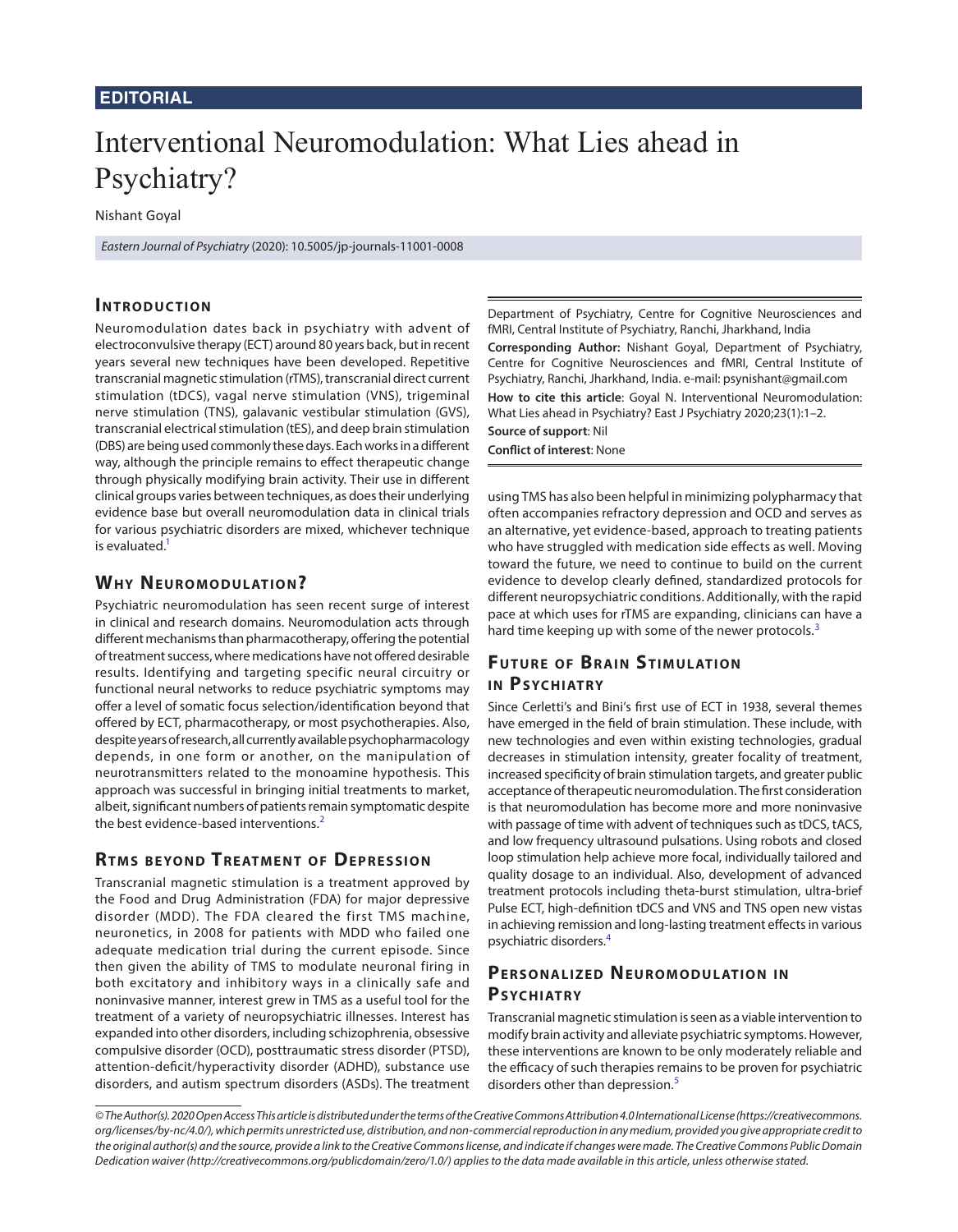EDITORIAL

# Interventional Neuromodulation: What Lies ahead in Psychiatry?

Nishant Goyal

*Eastern Journal of Psychiatry* (2020): 10.5005/jp-journals-11001-0008

## Introduction

Neuromodulation dates back in psychiatry with advent of electroconvulsive therapy (ECT) around 80 years back, but in recent years several new techniques have been developed. Repetitive transcranial magnetic stimulation (rTMS), transcranial direct current stimulation (tDCS), vagal nerve stimulation (VNS), trigeminal nerve stimulation (TNS), galavanic vestibular stimulation (GVS), transcranial electrical stimulation (tES), and deep brain stimulation (DBS) are being used commonly these days. Each works in a different way, although the principle remains to effect therapeutic change through physically modifying brain activity. Their use in different clinical groups varies between techniques, as does their underlying evidence base but overall neuromodulation data in clinical trials for various psychiatric disorders are mixed, whichever technique is evaluated.[1]

## Why Neuromodulation?

Psychiatric neuromodulation has seen recent surge of interest in clinical and research domains. Neuromodulation acts through different mechanisms than pharmacotherapy, offering the potential of treatment success, where medications have not offered desirable results. Identifying and targeting specific neural circuitry or functional neural networks to reduce psychiatric symptoms may offer a level of somatic focus selection/identification beyond that offered by ECT, pharmacotherapy, or most psychotherapies. Also, despite years of research, all currently available psychopharmacology depends, in one form or another, on the manipulation of neurotransmitters related to the monoamine hypothesis. This approach was successful in bringing initial treatments to market, albeit, significant numbers of patients remain symptomatic despite the best evidence-based interventions.[2]

## Rtms beyond Treatment of Depression

Transcranial magnetic stimulation is a treatment approved by the Food and Drug Administration (FDA) for major depressive disorder (MDD). The FDA cleared the first TMS machine, neuronetics, in 2008 for patients with MDD who failed one adequate medication trial during the current episode. Since then given the ability of TMS to modulate neuronal firing in both excitatory and inhibitory ways in a clinically safe and noninvasive manner, interest grew in TMS as a useful tool for the treatment of a variety of neuropsychiatric illnesses. Interest has expanded into other disorders, including schizophrenia, obsessive compulsive disorder (OCD), posttraumatic stress disorder (PTSD), attention-deficit/hyperactivity disorder (ADHD), substance use disorders, and autism spectrum disorders (ASDs). The treatment using TMS has also been helpful in minimizing polypharmacy that often accompanies refractory depression and OCD and serves as an alternative, yet evidence-based, approach to treating patients who have struggled with medication side effects as well. Moving toward the future, we need to continue to build on the current evidence to develop clearly defined, standardized protocols for different neuropsychiatric conditions. Additionally, with the rapid pace at which uses for rTMS are expanding, clinicians can have a hard time keeping up with some of the newer protocols.[3]

Department of Psychiatry, Centre for Cognitive Neurosciences and fMRI, Central Institute of Psychiatry, Ranchi, Jharkhand, India

**Corresponding Author:** Nishant Goyal, Department of Psychiatry, Centre for Cognitive Neurosciences and fMRI, Central Institute of Psychiatry, Ranchi, Jharkhand, India. e-mail: psynishant@gmail.com

**How to cite this article**: Goyal N. Interventional Neuromodulation: What Lies ahead in Psychiatry? East J Psychiatry 2020;23(1):1–2.

**Source of support**: Nil

**Conflict of interest**: None

## Future of Brain Stimulation in Psychiatry

Since Cerletti's and Bini's first use of ECT in 1938, several themes have emerged in the field of brain stimulation. These include, with new technologies and even within existing technologies, gradual decreases in stimulation intensity, greater focality of treatment, increased specificity of brain stimulation targets, and greater public acceptance of therapeutic neuromodulation. The first consideration is that neuromodulation has become more and more noninvasive with passage of time with advent of techniques such as tDCS, tACS, and low frequency ultrasound pulsations. Using robots and closed loop stimulation help achieve more focal, individually tailored and quality dosage to an individual. Also, development of advanced treatment protocols including theta-burst stimulation, ultra-brief Pulse ECT, high-definition tDCS and VNS and TNS open new vistas in achieving remission and long-lasting treatment effects in various psychiatric disorders.[4]

## Personalized Neuromodulation in Psychiatry

Transcranial magnetic stimulation is seen as a viable intervention to modify brain activity and alleviate psychiatric symptoms. However, these interventions are known to be only moderately reliable and the efficacy of such therapies remains to be proven for psychiatric disorders other than depression.[5]

*© The Author(s). 2020 Open Access This article is distributed under the terms of the Creative Commons Attribution 4.0 International License (https://creativecommons.org/licenses/by-nc/4.0/), which permits unrestricted use, distribution, and non-commercial reproduction in any medium, provided you give appropriate credit to the original author(s) and the source, provide a link to the Creative Commons license, and indicate if changes were made. The Creative Commons Public Domain Dedication waiver (http://creativecommons.org/publicdomain/zero/1.0/) applies to the data made available in this article, unless otherwise stated.*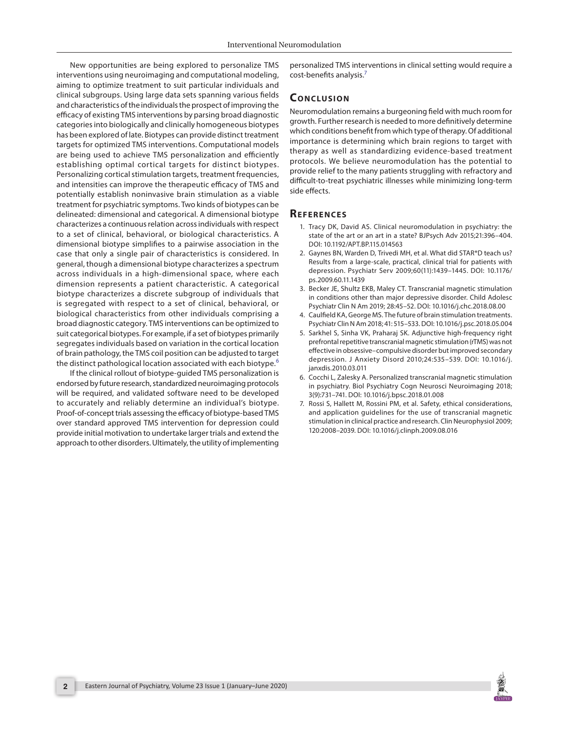New opportunities are being explored to personalize TMS interventions using neuroimaging and computational modeling, aiming to optimize treatment to suit particular individuals and clinical subgroups. Using large data sets spanning various fields and characteristics of the individuals the prospect of improving the efficacy of existing TMS interventions by parsing broad diagnostic categories into biologically and clinically homogeneous biotypes has been explored of late. Biotypes can provide distinct treatment targets for optimized TMS interventions. Computational models are being used to achieve TMS personalization and efficiently establishing optimal cortical targets for distinct biotypes. Personalizing cortical stimulation targets, treatment frequencies, and intensities can improve the therapeutic efficacy of TMS and potentially establish noninvasive brain stimulation as a viable treatment for psychiatric symptoms. Two kinds of biotypes can be delineated: dimensional and categorical. A dimensional biotype characterizes a continuous relation across individuals with respect to a set of clinical, behavioral, or biological characteristics. A dimensional biotype simplifies to a pairwise association in the case that only a single pair of characteristics is considered. In general, though a dimensional biotype characterizes a spectrum across individuals in a high-dimensional space, where each dimension represents a patient characteristic. A categorical biotype characterizes a discrete subgroup of individuals that is segregated with respect to a set of clinical, behavioral, or biological characteristics from other individuals comprising a broad diagnostic category. TMS interventions can be optimized to suit categorical biotypes. For example, if a set of biotypes primarily segregates individuals based on variation in the cortical location of brain pathology, the TMS coil position can be adjusted to target the distinct pathological location associated with each biotype.[6]

If the clinical rollout of biotype-guided TMS personalization is endorsed by future research, standardized neuroimaging protocols will be required, and validated software need to be developed to accurately and reliably determine an individual's biotype. Proof-of-concept trials assessing the efficacy of biotype-based TMS over standard approved TMS intervention for depression could provide initial motivation to undertake larger trials and extend the approach to other disorders. Ultimately, the utility of implementing personalized TMS interventions in clinical setting would require a cost-benefits analysis.[7]

## Conclusion

Neuromodulation remains a burgeoning field with much room for growth. Further research is needed to more definitively determine which conditions benefit from which type of therapy. Of additional importance is determining which brain regions to target with therapy as well as standardizing evidence-based treatment protocols. We believe neuromodulation has the potential to provide relief to the many patients struggling with refractory and difficult-to-treat psychiatric illnesses while minimizing long-term side effects.

## References

1. Tracy DK, David AS. Clinical neuromodulation in psychiatry: the state of the art or an art in a state? BJPsych Adv 2015;21:396–404. DOI: 10.1192/APT.BP.115.014563
2. Gaynes BN, Warden D, Trivedi MH, et al. What did STAR*D teach us? Results from a large-scale, practical, clinical trial for patients with depression. Psychiatr Serv 2009;60(11):1439–1445. DOI: 10.1176/ps.2009.60.11.1439
3. Becker JE, Shultz EKB, Maley CT. Transcranial magnetic stimulation in conditions other than major depressive disorder. Child Adolesc Psychiatr Clin N Am 2019; 28:45–52. DOI: 10.1016/j.chc.2018.08.00
4. Caulfield KA, George MS. The future of brain stimulation treatments. Psychiatr Clin N Am 2018; 41: 515–533. DOI: 10.1016/j.psc.2018.05.004
5. Sarkhel S, Sinha VK, Praharaj SK. Adjunctive high-frequency right prefrontal repetitive transcranial magnetic stimulation (rTMS) was not effective in obsessive–compulsive disorder but improved secondary depression. J Anxiety Disord 2010;24:535–539. DOI: 10.1016/j.janxdis.2010.03.011
6. Cocchi L, Zalesky A. Personalized transcranial magnetic stimulation in psychiatry. Biol Psychiatry Cogn Neurosci Neuroimaging 2018; 3(9):731–741. DOI: 10.1016/j.bpsc.2018.01.008
7. Rossi S, Hallett M, Rossini PM, et al. Safety, ethical considerations, and application guidelines for the use of transcranial magnetic stimulation in clinical practice and research. Clin Neurophysiol 2009; 120:2008–2039. DOI: 10.1016/j.clinph.2009.08.016